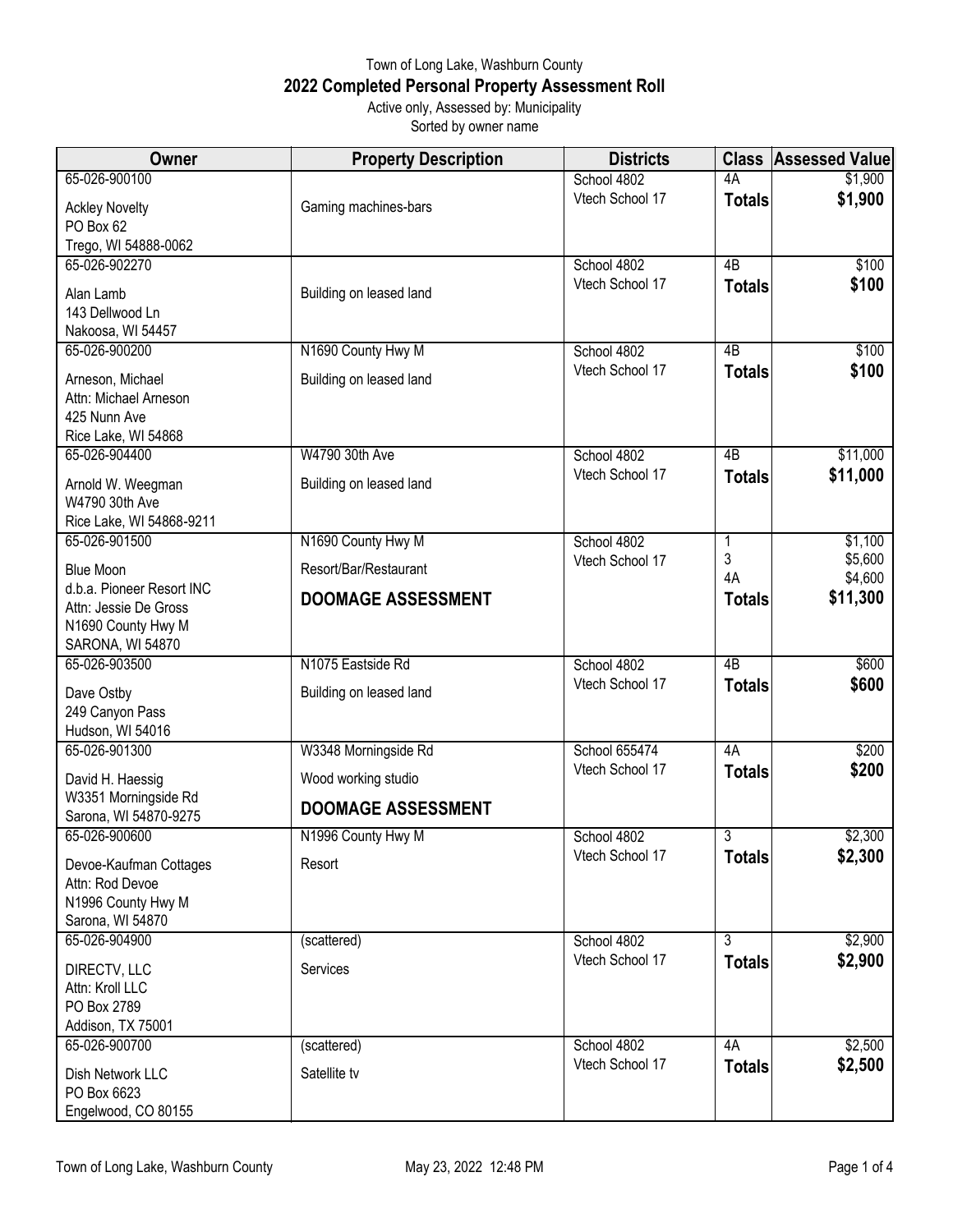Town of Long Lake, Washburn County

# 2022 Completed Personal Property Assessment Roll

Active only, Assessed by: Municipality

Sorted by owner name

| Owner | Property Description | Districts | Class | Assessed Value |
|---|---|---|---|---|
| 65-026-900100<br>Ackley Novelty<br>PO Box 62<br>Trego, WI 54888-0062 | Gaming machines-bars | School 4802<br>Vtech School 17 | 4A<br>**Totals** | $1,900<br>**$1,900** |
| 65-026-902270<br>Alan Lamb<br>143 Dellwood Ln<br>Nakoosa, WI 54457 | Building on leased land | School 4802<br>Vtech School 17 | 4B<br>**Totals** | $100<br>**$100** |
| 65-026-900200<br>Arneson, Michael<br>Attn: Michael Arneson<br>425 Nunn Ave<br>Rice Lake, WI 54868 | N1690 County Hwy M<br>Building on leased land | School 4802<br>Vtech School 17 | 4B<br>**Totals** | $100<br>**$100** |
| 65-026-904400<br>Arnold W. Weegman<br>W4790 30th Ave<br>Rice Lake, WI 54868-9211 | W4790 30th Ave<br>Building on leased land | School 4802<br>Vtech School 17 | 4B<br>**Totals** | $11,000<br>**$11,000** |
| 65-026-901500<br>Blue Moon<br>d.b.a. Pioneer Resort INC<br>Attn: Jessie De Gross<br>N1690 County Hwy M<br>SARONA, WI 54870 | N1690 County Hwy M<br>Resort/Bar/Restaurant<br>**DOOMAGE ASSESSMENT** | School 4802<br>Vtech School 17 | 1<br>3<br>4A<br>**Totals** | $1,100<br>$5,600<br>$4,600<br>**$11,300** |
| 65-026-903500<br>Dave Ostby<br>249 Canyon Pass<br>Hudson, WI 54016 | N1075 Eastside Rd<br>Building on leased land | School 4802<br>Vtech School 17 | 4B<br>**Totals** | $600<br>**$600** |
| 65-026-901300<br>David H. Haessig<br>W3351 Morningside Rd<br>Sarona, WI 54870-9275 | W3348 Morningside Rd<br>Wood working studio<br>**DOOMAGE ASSESSMENT** | School 655474<br>Vtech School 17 | 4A<br>**Totals** | $200<br>**$200** |
| 65-026-900600<br>Devoe-Kaufman Cottages<br>Attn: Rod Devoe<br>N1996 County Hwy M<br>Sarona, WI 54870 | N1996 County Hwy M<br>Resort | School 4802<br>Vtech School 17 | 3<br>**Totals** | $2,300<br>**$2,300** |
| 65-026-904900<br>DIRECTV, LLC<br>Attn: Kroll LLC<br>PO Box 2789<br>Addison, TX 75001 | (scattered)<br>Services | School 4802<br>Vtech School 17 | 3<br>**Totals** | $2,900<br>**$2,900** |
| 65-026-900700<br>Dish Network LLC<br>PO Box 6623<br>Engelwood, CO 80155 | (scattered)<br>Satellite tv | School 4802<br>Vtech School 17 | 4A<br>**Totals** | $2,500<br>**$2,500** |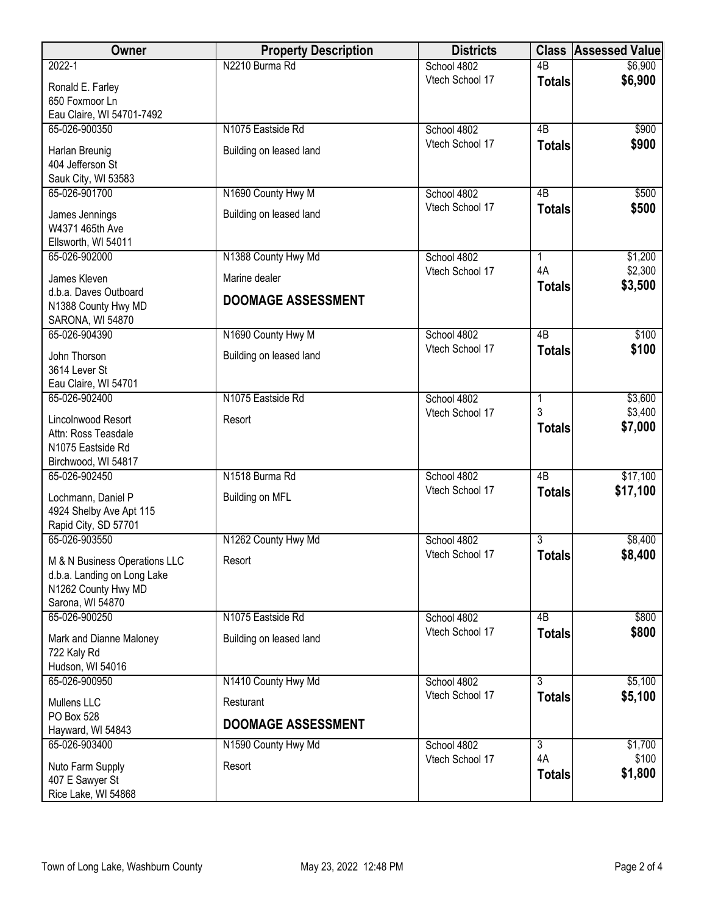| Owner | Property Description | Districts | Class | Assessed Value |
|---|---|---|---|---|
| 2022-1<br>Ronald E. Farley<br>650 Foxmoor Ln<br>Eau Claire, WI 54701-7492 | N2210 Burma Rd | School 4802<br>Vtech School 17 | 4B<br>**Totals** | $6,900<br>**$6,900** |
| 65-026-900350<br>Harlan Breunig<br>404 Jefferson St<br>Sauk City, WI 53583 | N1075 Eastside Rd<br>Building on leased land | School 4802<br>Vtech School 17 | 4B<br>**Totals** | $900<br>**$900** |
| 65-026-901700<br>James Jennings<br>W4371 465th Ave<br>Ellsworth, WI 54011 | N1690 County Hwy M<br>Building on leased land | School 4802<br>Vtech School 17 | 4B<br>**Totals** | $500<br>**$500** |
| 65-026-902000<br>James Kleven<br>d.b.a. Daves Outboard<br>N1388 County Hwy MD<br>SARONA, WI 54870 | N1388 County Hwy Md<br>Marine dealer<br>**DOOMAGE ASSESSMENT** | School 4802<br>Vtech School 17 | 1<br>4A<br>**Totals** | $1,200<br>$2,300<br>**$3,500** |
| 65-026-904390<br>John Thorson<br>3614 Lever St<br>Eau Claire, WI 54701 | N1690 County Hwy M<br>Building on leased land | School 4802<br>Vtech School 17 | 4B<br>**Totals** | $100<br>**$100** |
| 65-026-902400<br>Lincolnwood Resort<br>Attn: Ross Teasdale<br>N1075 Eastside Rd<br>Birchwood, WI 54817 | N1075 Eastside Rd<br>Resort | School 4802<br>Vtech School 17 | 1<br>3<br>**Totals** | $3,600<br>$3,400<br>**$7,000** |
| 65-026-902450<br>Lochmann, Daniel P<br>4924 Shelby Ave Apt 115<br>Rapid City, SD 57701 | N1518 Burma Rd<br>Building on MFL | School 4802<br>Vtech School 17 | 4B<br>**Totals** | $17,100<br>**$17,100** |
| 65-026-903550<br>M & N Business Operations LLC<br>d.b.a. Landing on Long Lake<br>N1262 County Hwy MD<br>Sarona, WI 54870 | N1262 County Hwy Md<br>Resort | School 4802<br>Vtech School 17 | 3<br>**Totals** | $8,400<br>**$8,400** |
| 65-026-900250<br>Mark and Dianne Maloney<br>722 Kaly Rd<br>Hudson, WI 54016 | N1075 Eastside Rd<br>Building on leased land | School 4802<br>Vtech School 17 | 4B<br>**Totals** | $800<br>**$800** |
| 65-026-900950<br>Mullens LLC<br>PO Box 528<br>Hayward, WI 54843 | N1410 County Hwy Md<br>Resturant<br>**DOOMAGE ASSESSMENT** | School 4802<br>Vtech School 17 | 3<br>**Totals** | $5,100<br>**$5,100** |
| 65-026-903400<br>Nuto Farm Supply<br>407 E Sawyer St<br>Rice Lake, WI 54868 | N1590 County Hwy Md<br>Resort | School 4802<br>Vtech School 17 | 3<br>4A<br>**Totals** | $1,700<br>$100<br>**$1,800** |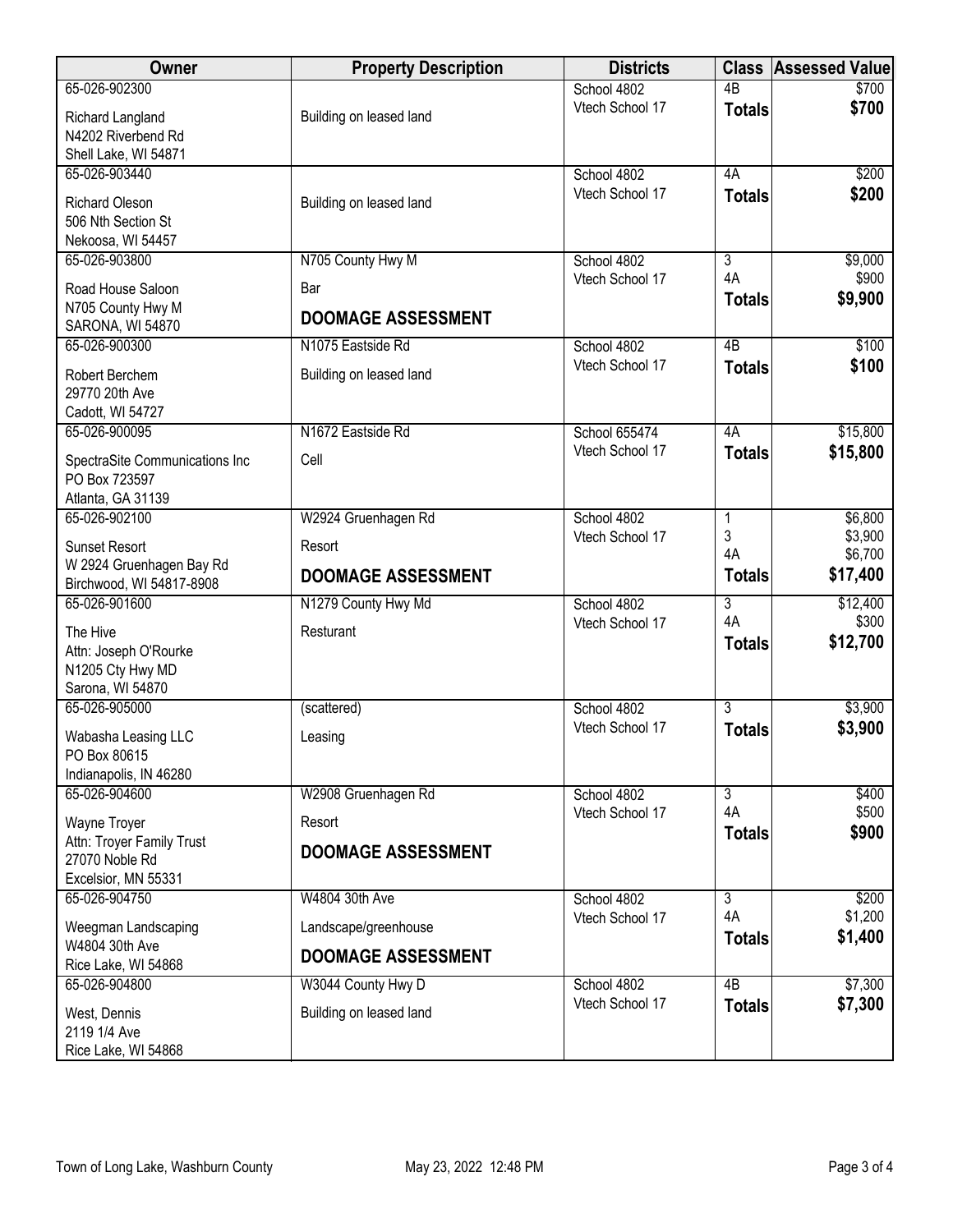| Owner | Property Description | Districts | Class | Assessed Value |
|---|---|---|---|---|
| 65-026-902300<br>Richard Langland<br>N4202 Riverbend Rd<br>Shell Lake, WI 54871 | Building on leased land | School 4802<br>Vtech School 17 | 4B<br>**Totals** | $700<br>**$700** |
| 65-026-903440<br>Richard Oleson<br>506 Nth Section St<br>Nekoosa, WI 54457 | Building on leased land | School 4802<br>Vtech School 17 | 4A<br>**Totals** | $200<br>**$200** |
| 65-026-903800<br>Road House Saloon<br>N705 County Hwy M<br>SARONA, WI 54870 | N705 County Hwy M<br>Bar<br>**DOOMAGE ASSESSMENT** | School 4802<br>Vtech School 17 | 3<br>4A<br>**Totals** | $9,000<br>$900<br>**$9,900** |
| 65-026-900300<br>Robert Berchem<br>29770 20th Ave<br>Cadott, WI 54727 | N1075 Eastside Rd<br>Building on leased land | School 4802<br>Vtech School 17 | 4B<br>**Totals** | $100<br>**$100** |
| 65-026-900095<br>SpectraSite Communications Inc<br>PO Box 723597<br>Atlanta, GA 31139 | N1672 Eastside Rd<br>Cell | School 655474<br>Vtech School 17 | 4A<br>**Totals** | $15,800<br>**$15,800** |
| 65-026-902100<br>Sunset Resort<br>W 2924 Gruenhagen Bay Rd<br>Birchwood, WI 54817-8908 | W2924 Gruenhagen Rd<br>Resort<br>**DOOMAGE ASSESSMENT** | School 4802<br>Vtech School 17 | 1<br>3<br>4A<br>**Totals** | $6,800<br>$3,900<br>$6,700<br>**$17,400** |
| 65-026-901600<br>The Hive<br>Attn: Joseph O'Rourke<br>N1205 Cty Hwy MD<br>Sarona, WI 54870 | N1279 County Hwy Md<br>Resturant | School 4802<br>Vtech School 17 | 3<br>4A<br>**Totals** | $12,400<br>$300<br>**$12,700** |
| 65-026-905000<br>Wabasha Leasing LLC<br>PO Box 80615<br>Indianapolis, IN 46280 | (scattered)<br>Leasing | School 4802<br>Vtech School 17 | 3<br>**Totals** | $3,900<br>**$3,900** |
| 65-026-904600<br>Wayne Troyer<br>Attn: Troyer Family Trust<br>27070 Noble Rd<br>Excelsior, MN 55331 | W2908 Gruenhagen Rd<br>Resort<br>**DOOMAGE ASSESSMENT** | School 4802<br>Vtech School 17 | 3<br>4A<br>**Totals** | $400<br>$500<br>**$900** |
| 65-026-904750<br>Weegman Landscaping<br>W4804 30th Ave<br>Rice Lake, WI 54868 | W4804 30th Ave<br>Landscape/greenhouse<br>**DOOMAGE ASSESSMENT** | School 4802<br>Vtech School 17 | 3<br>4A<br>**Totals** | $200<br>$1,200<br>**$1,400** |
| 65-026-904800<br>West, Dennis<br>2119 1/4 Ave<br>Rice Lake, WI 54868 | W3044 County Hwy D<br>Building on leased land | School 4802<br>Vtech School 17 | 4B<br>**Totals** | $7,300<br>**$7,300** |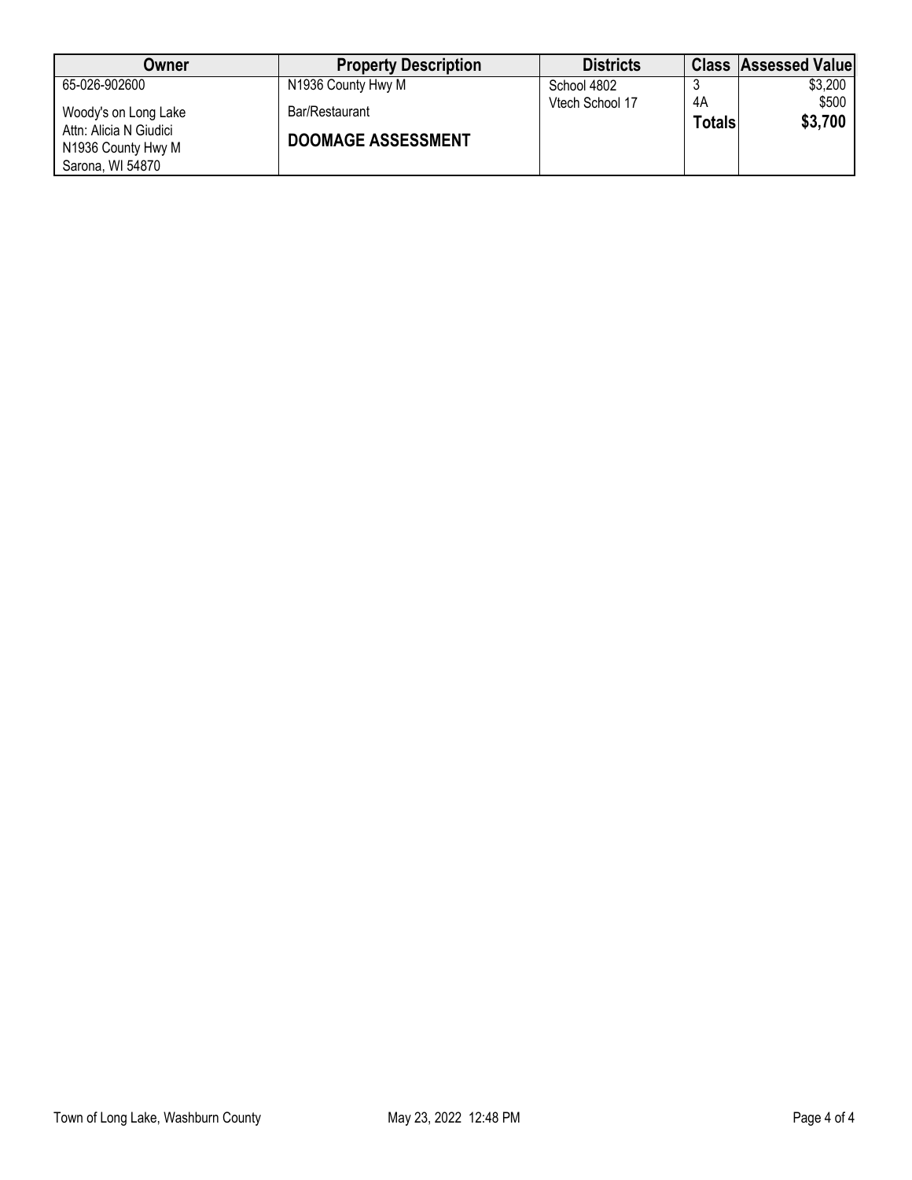| Owner | Property Description | Districts | Class | Assessed Value |
|---|---|---|---|---|
| 65-026-902600<br>Woody's on Long Lake<br>Attn: Alicia N Giudici<br>N1936 County Hwy M<br>Sarona, WI 54870 | N1936 County Hwy M<br>Bar/Restaurant<br>**DOOMAGE ASSESSMENT** | School 4802<br>Vtech School 17 | 3<br>4A<br>**Totals** | \$3,200<br>\$500<br>**\$3,700** |